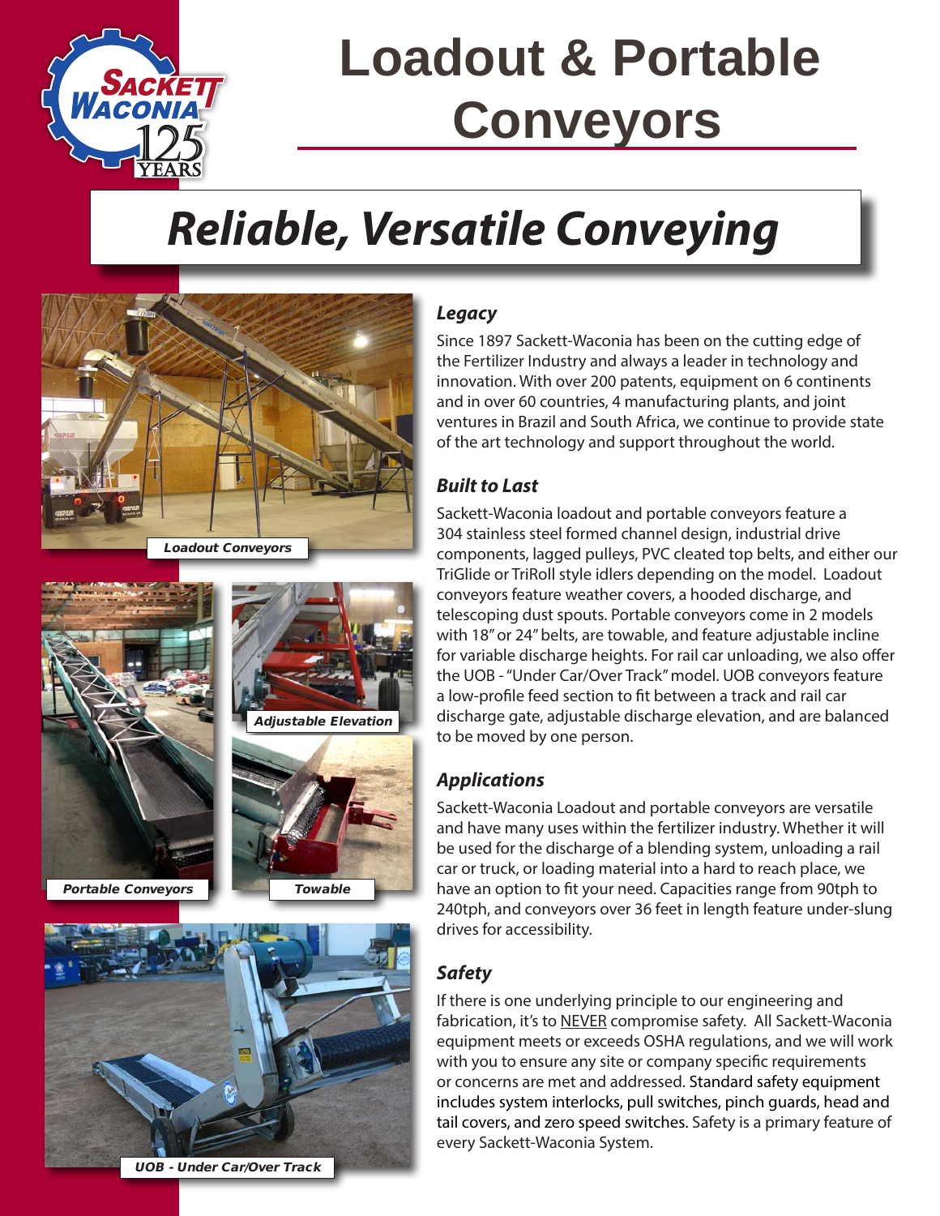# Loadout & Portable Conveyors

## *Reliable, Versatile Conveying*

Loadout Conveyors

Adjustable Elevation

Portable Conveyors

Towable

UOB - Under Car/Over Track

### *Legacy*

Since 1897 Sackett-Waconia has been on the cutting edge of the Fertilizer Industry and always a leader in technology and innovation. With over 200 patents, equipment on 6 continents and in over 60 countries, 4 manufacturing plants, and joint ventures in Brazil and South Africa, we continue to provide state of the art technology and support throughout the world.

### *Built to Last*

Sackett-Waconia loadout and portable conveyors feature a 304 stainless steel formed channel design, industrial drive components, lagged pulleys, PVC cleated top belts, and either our TriGlide or TriRoll style idlers depending on the model. Loadout conveyors feature weather covers, a hooded discharge, and telescoping dust spouts. Portable conveyors come in 2 models with 18" or 24" belts, are towable, and feature adjustable incline for variable discharge heights. For rail car unloading, we also offer the UOB - "Under Car/Over Track" model. UOB conveyors feature a low-profile feed section to fit between a track and rail car discharge gate, adjustable discharge elevation, and are balanced to be moved by one person.

### *Applications*

Sackett-Waconia Loadout and portable conveyors are versatile and have many uses within the fertilizer industry. Whether it will be used for the discharge of a blending system, unloading a rail car or truck, or loading material into a hard to reach place, we have an option to fit your need. Capacities range from 90tph to 240tph, and conveyors over 36 feet in length feature under-slung drives for accessibility.

### *Safety*

If there is one underlying principle to our engineering and fabrication, it's to NEVER compromise safety. All Sackett-Waconia equipment meets or exceeds OSHA regulations, and we will work with you to ensure any site or company specific requirements or concerns are met and addressed. Standard safety equipment includes system interlocks, pull switches, pinch guards, head and tail covers, and zero speed switches. Safety is a primary feature of every Sackett-Waconia System.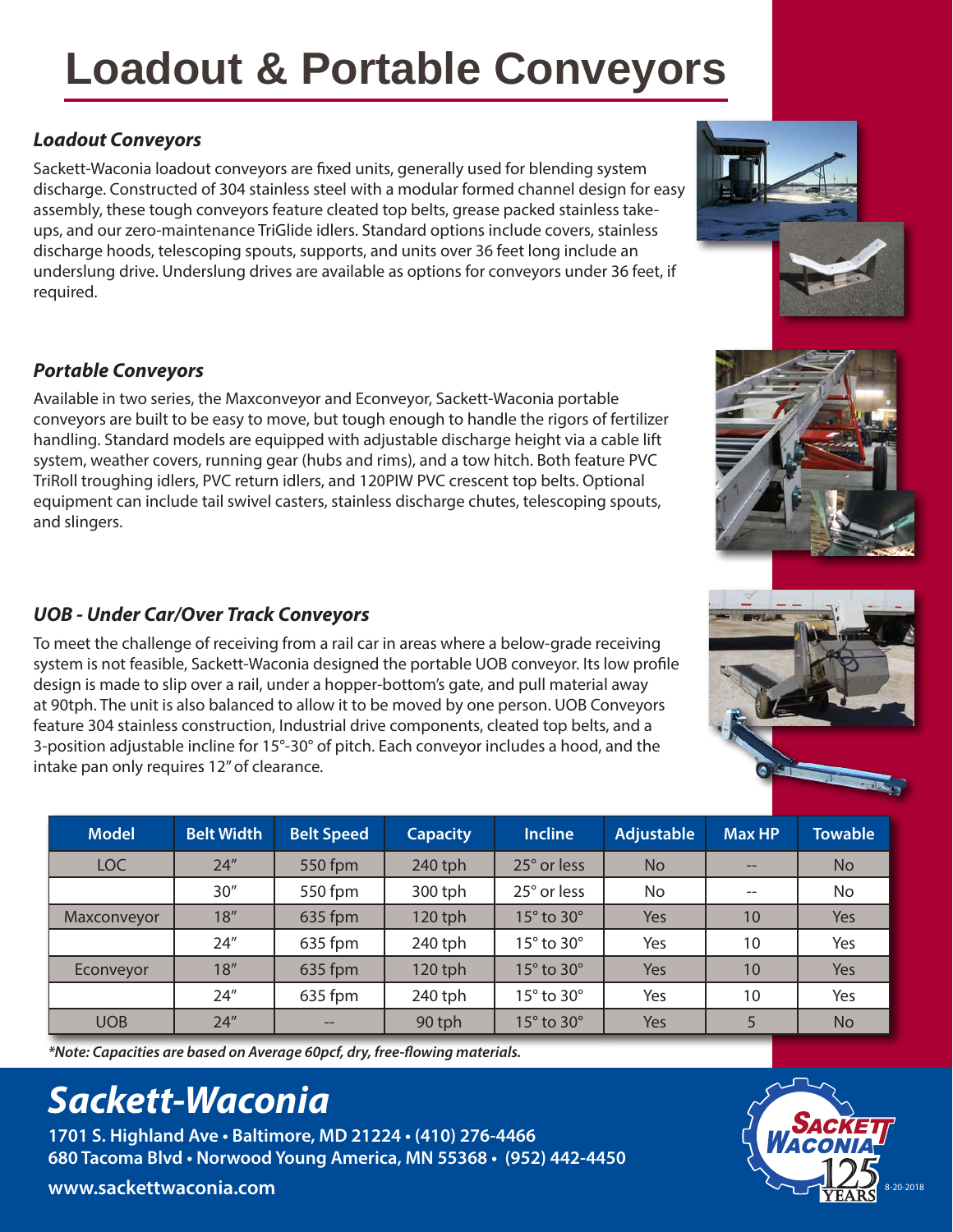# Loadout & Portable Conveyors

### *Loadout Conveyors*

Sackett-Waconia loadout conveyors are fixed units, generally used for blending system discharge. Constructed of 304 stainless steel with a modular formed channel design for easy assembly, these tough conveyors feature cleated top belts, grease packed stainless take-ups, and our zero-maintenance TriGlide idlers. Standard options include covers, stainless discharge hoods, telescoping spouts, supports, and units over 36 feet long include an underslung drive. Underslung drives are available as options for conveyors under 36 feet, if required.

### *Portable Conveyors*

Available in two series, the Maxconveyor and Econveyor, Sackett-Waconia portable conveyors are built to be easy to move, but tough enough to handle the rigors of fertilizer handling. Standard models are equipped with adjustable discharge height via a cable lift system, weather covers, running gear (hubs and rims), and a tow hitch. Both feature PVC TriRoll troughing idlers, PVC return idlers, and 120PIW PVC crescent top belts. Optional equipment can include tail swivel casters, stainless discharge chutes, telescoping spouts, and slingers.

### *UOB - Under Car/Over Track Conveyors*

To meet the challenge of receiving from a rail car in areas where a below-grade receiving system is not feasible, Sackett-Waconia designed the portable UOB conveyor. Its low profile design is made to slip over a rail, under a hopper-bottom's gate, and pull material away at 90tph. The unit is also balanced to allow it to be moved by one person. UOB Conveyors feature 304 stainless construction, Industrial drive components, cleated top belts, and a 3-position adjustable incline for 15°-30° of pitch. Each conveyor includes a hood, and the intake pan only requires 12" of clearance.

| Model | Belt Width | Belt Speed | Capacity | Incline | Adjustable | Max HP | Towable |
|---|---|---|---|---|---|---|---|
| LOC | 24" | 550 fpm | 240 tph | 25° or less | No | -- | No |
| | 30" | 550 fpm | 300 tph | 25° or less | No | -- | No |
| Maxconveyor | 18" | 635 fpm | 120 tph | 15° to 30° | Yes | 10 | Yes |
| | 24" | 635 fpm | 240 tph | 15° to 30° | Yes | 10 | Yes |
| Econveyor | 18" | 635 fpm | 120 tph | 15° to 30° | Yes | 10 | Yes |
| | 24" | 635 fpm | 240 tph | 15° to 30° | Yes | 10 | Yes |
| UOB | 24" | -- | 90 tph | 15° to 30° | Yes | 5 | No |

***Note: Capacities are based on Average 60pcf, dry, free-flowing materials.***

## *Sackett-Waconia*

**1701 S. Highland Ave • Baltimore, MD 21224 • (410) 276-4466**
**680 Tacoma Blvd • Norwood Young America, MN 55368 • (952) 442-4450**

**www.sackettwaconia.com**

8-20-2018